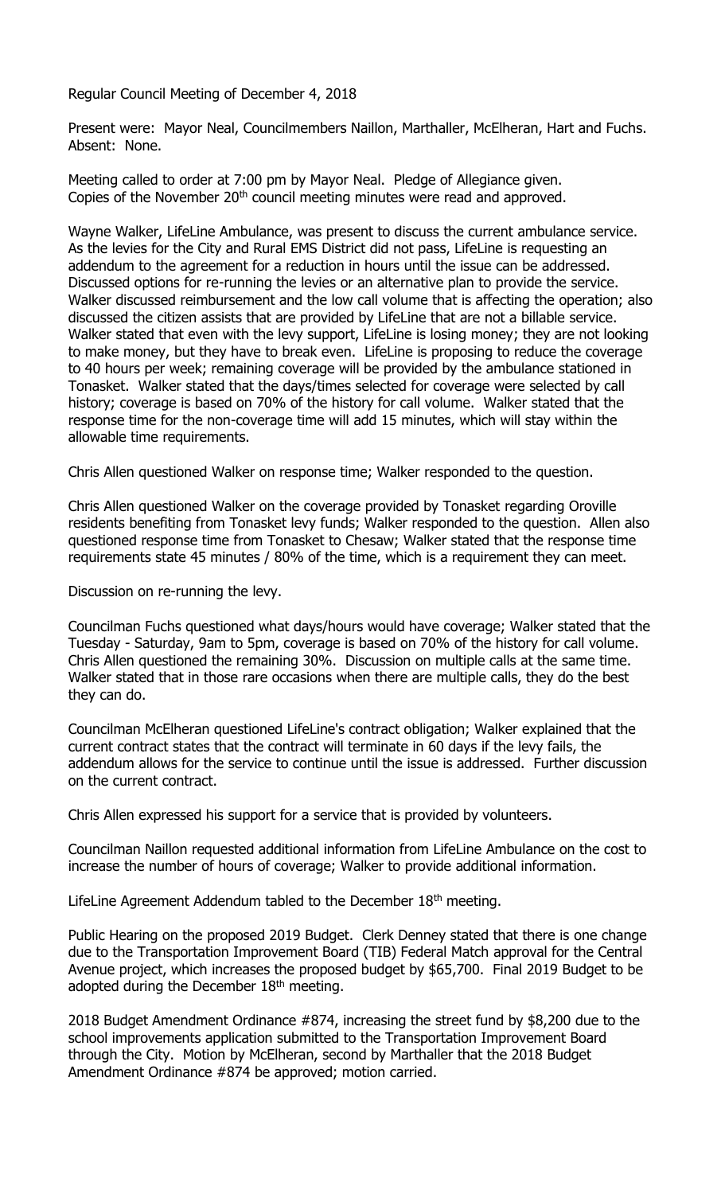Regular Council Meeting of December 4, 2018

Present were: Mayor Neal, Councilmembers Naillon, Marthaller, McElheran, Hart and Fuchs. Absent: None.

Meeting called to order at 7:00 pm by Mayor Neal. Pledge of Allegiance given. Copies of the November 20th council meeting minutes were read and approved.

Wayne Walker, LifeLine Ambulance, was present to discuss the current ambulance service. As the levies for the City and Rural EMS District did not pass, LifeLine is requesting an addendum to the agreement for a reduction in hours until the issue can be addressed. Discussed options for re-running the levies or an alternative plan to provide the service. Walker discussed reimbursement and the low call volume that is affecting the operation; also discussed the citizen assists that are provided by LifeLine that are not a billable service. Walker stated that even with the levy support, LifeLine is losing money; they are not looking to make money, but they have to break even. LifeLine is proposing to reduce the coverage to 40 hours per week; remaining coverage will be provided by the ambulance stationed in Tonasket. Walker stated that the days/times selected for coverage were selected by call history; coverage is based on 70% of the history for call volume. Walker stated that the response time for the non-coverage time will add 15 minutes, which will stay within the allowable time requirements.

Chris Allen questioned Walker on response time; Walker responded to the question.

Chris Allen questioned Walker on the coverage provided by Tonasket regarding Oroville residents benefiting from Tonasket levy funds; Walker responded to the question. Allen also questioned response time from Tonasket to Chesaw; Walker stated that the response time requirements state 45 minutes / 80% of the time, which is a requirement they can meet.

Discussion on re-running the levy.

Councilman Fuchs questioned what days/hours would have coverage; Walker stated that the Tuesday - Saturday, 9am to 5pm, coverage is based on 70% of the history for call volume. Chris Allen questioned the remaining 30%. Discussion on multiple calls at the same time. Walker stated that in those rare occasions when there are multiple calls, they do the best they can do.

Councilman McElheran questioned LifeLine's contract obligation; Walker explained that the current contract states that the contract will terminate in 60 days if the levy fails, the addendum allows for the service to continue until the issue is addressed. Further discussion on the current contract.

Chris Allen expressed his support for a service that is provided by volunteers.

Councilman Naillon requested additional information from LifeLine Ambulance on the cost to increase the number of hours of coverage; Walker to provide additional information.

LifeLine Agreement Addendum tabled to the December 18th meeting.

Public Hearing on the proposed 2019 Budget. Clerk Denney stated that there is one change due to the Transportation Improvement Board (TIB) Federal Match approval for the Central Avenue project, which increases the proposed budget by $65,700. Final 2019 Budget to be adopted during the December 18th meeting.

2018 Budget Amendment Ordinance #874, increasing the street fund by $8,200 due to the school improvements application submitted to the Transportation Improvement Board through the City. Motion by McElheran, second by Marthaller that the 2018 Budget Amendment Ordinance #874 be approved; motion carried.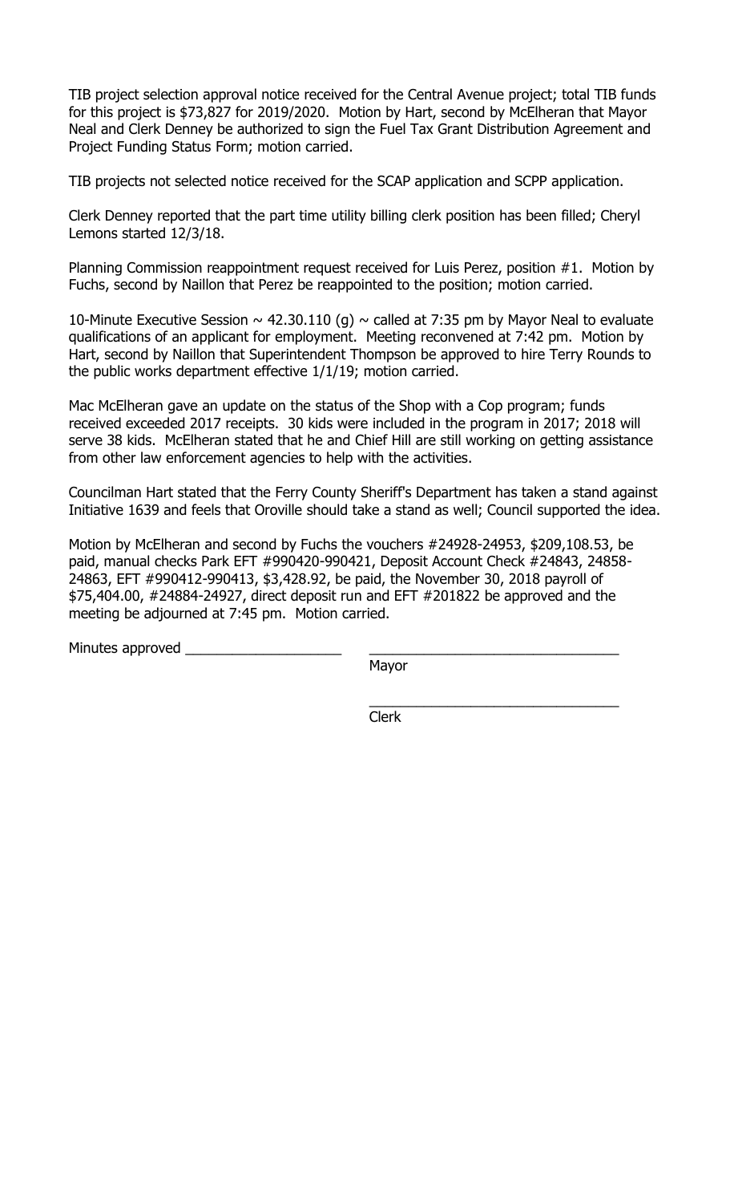TIB project selection approval notice received for the Central Avenue project; total TIB funds for this project is $73,827 for 2019/2020. Motion by Hart, second by McElheran that Mayor Neal and Clerk Denney be authorized to sign the Fuel Tax Grant Distribution Agreement and Project Funding Status Form; motion carried.

TIB projects not selected notice received for the SCAP application and SCPP application.

Clerk Denney reported that the part time utility billing clerk position has been filled; Cheryl Lemons started 12/3/18.

Planning Commission reappointment request received for Luis Perez, position #1. Motion by Fuchs, second by Naillon that Perez be reappointed to the position; motion carried.

10-Minute Executive Session ~ 42.30.110 (g) ~ called at 7:35 pm by Mayor Neal to evaluate qualifications of an applicant for employment. Meeting reconvened at 7:42 pm. Motion by Hart, second by Naillon that Superintendent Thompson be approved to hire Terry Rounds to the public works department effective 1/1/19; motion carried.

Mac McElheran gave an update on the status of the Shop with a Cop program; funds received exceeded 2017 receipts. 30 kids were included in the program in 2017; 2018 will serve 38 kids. McElheran stated that he and Chief Hill are still working on getting assistance from other law enforcement agencies to help with the activities.

Councilman Hart stated that the Ferry County Sheriff's Department has taken a stand against Initiative 1639 and feels that Oroville should take a stand as well; Council supported the idea.

Motion by McElheran and second by Fuchs the vouchers #24928-24953, $209,108.53, be paid, manual checks Park EFT #990420-990421, Deposit Account Check #24843, 24858-24863, EFT #990412-990413, $3,428.92, be paid, the November 30, 2018 payroll of $75,404.00, #24884-24927, direct deposit run and EFT #201822 be approved and the meeting be adjourned at 7:45 pm. Motion carried.

Minutes approved ____________________ ________________________________

Mayor

________________________________

Clerk